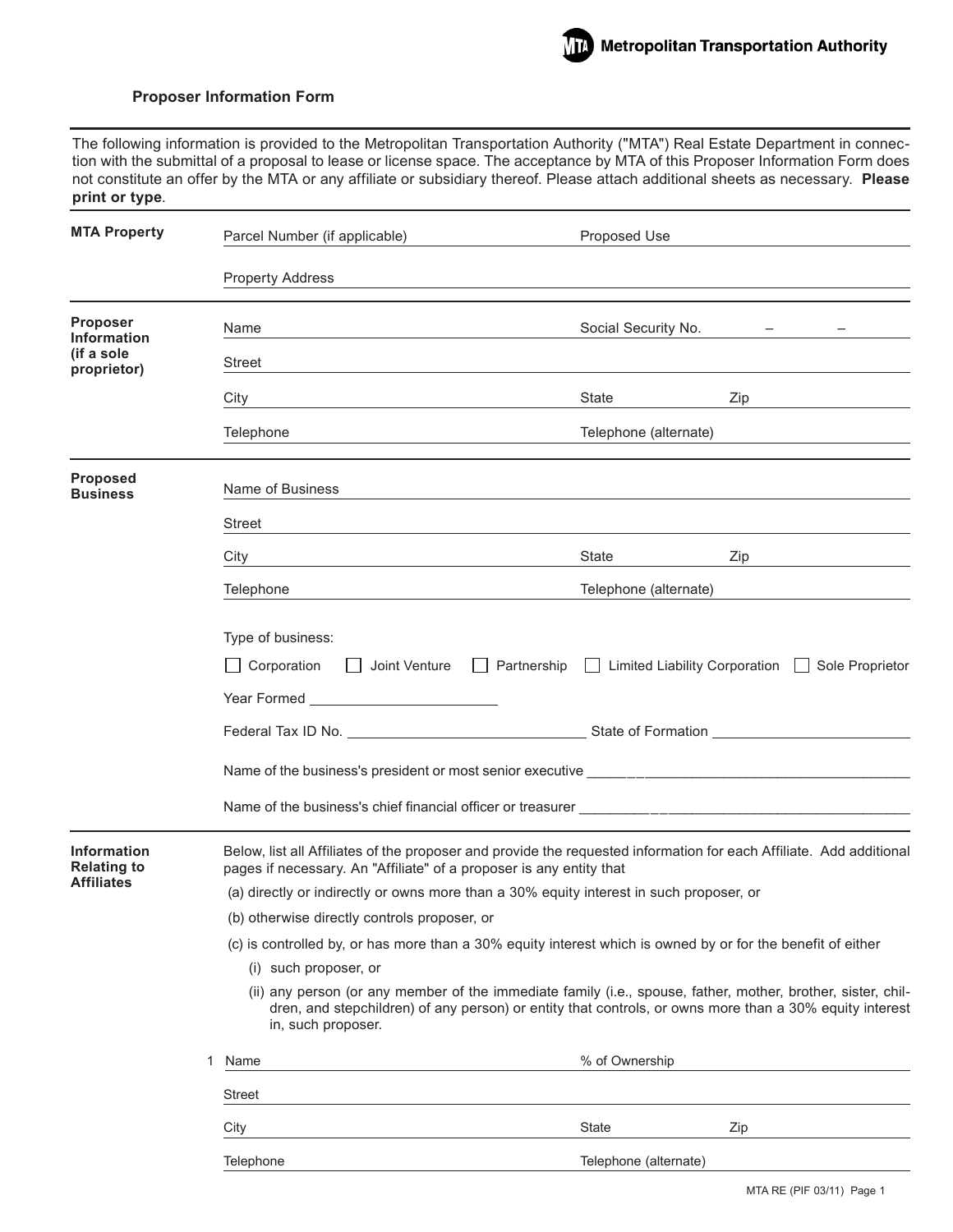Metropolitan Transportation Authority

## Proposer Information Form

The following information is provided to the Metropolitan Transportation Authority ("MTA") Real Estate Department in connection with the submittal of a proposal to lease or license space. The acceptance by MTA of this Proposer Information Form does not constitute an offer by the MTA or any affiliate or subsidiary thereof. Please attach additional sheets as necessary. **Please print or type**.

### MTA Property

Parcel Number (if applicable) ____________________ Proposed Use ____________________

Property Address ____________________

### Proposer Information (if a sole proprietor)

Name ____________________ Social Security No. ____ – ____ – ____

Street ____________________

City ____________________ State ________ Zip ________

Telephone ____________________ Telephone (alternate) ____________________

### Proposed Business

Name of Business ____________________

Street ____________________

City ____________________ State ________ Zip ________

Telephone ____________________ Telephone (alternate) ____________________

Type of business:

☐ Corporation ☐ Joint Venture ☐ Partnership ☐ Limited Liability Corporation ☐ Sole Proprietor

Year Formed ____________________

Federal Tax ID No. ____________________ State of Formation ____________________

Name of the business's president or most senior executive ____________________

Name of the business's chief financial officer or treasurer ____________________

### Information Relating to Affiliates

Below, list all Affiliates of the proposer and provide the requested information for each Affiliate. Add additional pages if necessary. An "Affiliate" of a proposer is any entity that

(a) directly or indirectly or owns more than a 30% equity interest in such proposer, or

(b) otherwise directly controls proposer, or

(c) is controlled by, or has more than a 30% equity interest which is owned by or for the benefit of either

- (i) such proposer, or
- (ii) any person (or any member of the immediate family (i.e., spouse, father, mother, brother, sister, children, and stepchildren) of any person) or entity that controls, or owns more than a 30% equity interest in, such proposer.

1 Name ____________________ % of Ownership ____________________

Street ____________________

City ____________________ State ________ Zip ________

Telephone ____________________ Telephone (alternate) ____________________

MTA RE (PIF 03/11)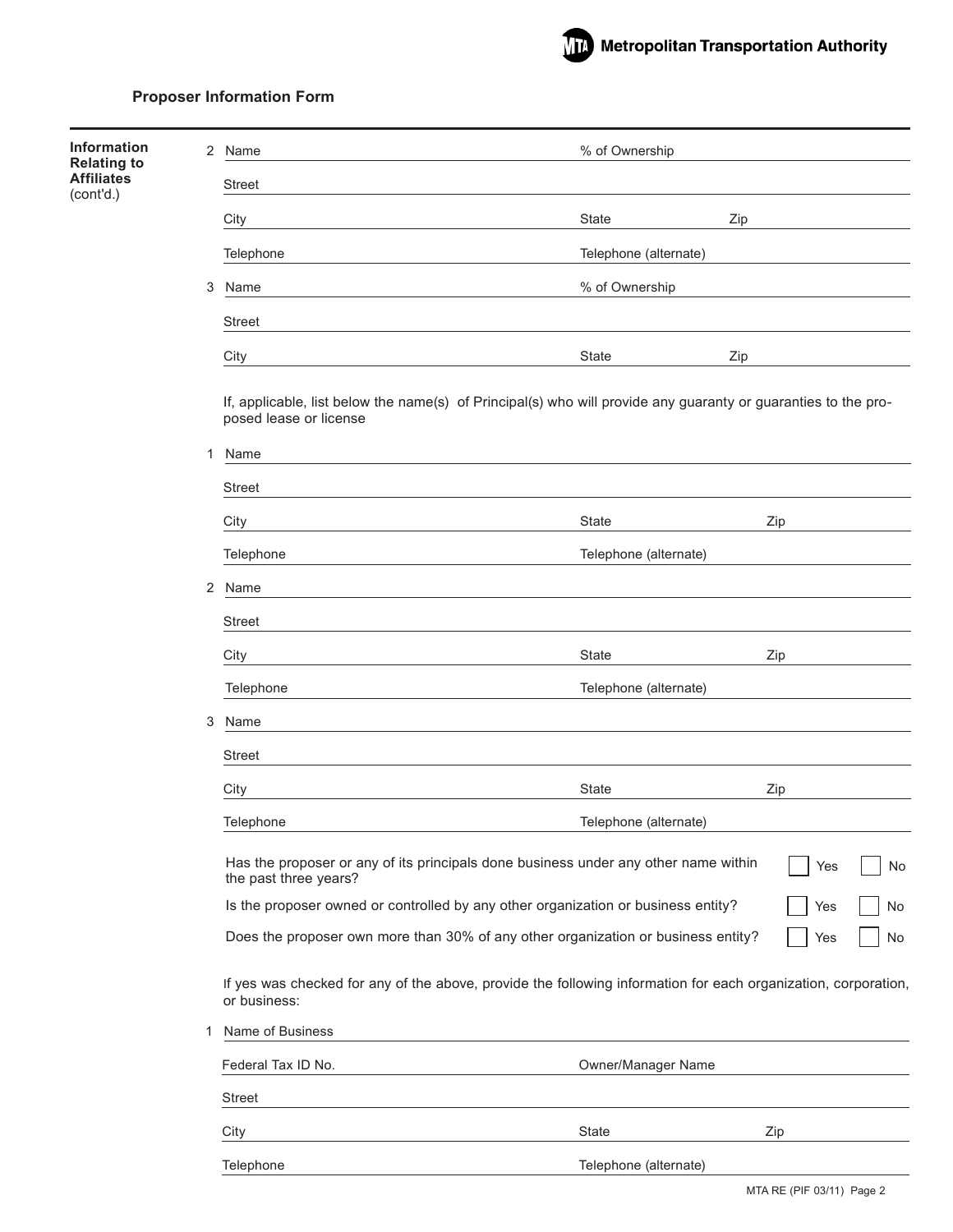## Proposer Information Form

**Information Relating to Affiliates** (cont'd.)

2 Name _______________ % of Ownership _______________

Street _______________

City _______________ State _______________ Zip _______________

Telephone _______________ Telephone (alternate) _______________

3 Name _______________ % of Ownership _______________

Street _______________

City _______________ State _______________ Zip _______________

If, applicable, list below the name(s) of Principal(s) who will provide any guaranty or guaranties to the proposed lease or license

1 Name _______________

Street _______________

City _______________ State _______________ Zip _______________

Telephone _______________ Telephone (alternate) _______________

2 Name _______________

Street _______________

City _______________ State _______________ Zip _______________

Telephone _______________ Telephone (alternate) _______________

3 Name _______________

Street _______________

City _______________ State _______________ Zip _______________

Telephone _______________ Telephone (alternate) _______________

Has the proposer or any of its principals done business under any other name within the past three years? ☐ Yes ☐ No

Is the proposer owned or controlled by any other organization or business entity? ☐ Yes ☐ No

Does the proposer own more than 30% of any other organization or business entity? ☐ Yes ☐ No

If yes was checked for any of the above, provide the following information for each organization, corporation, or business:

1 Name of Business _______________

Federal Tax ID No. _______________ Owner/Manager Name _______________

Street _______________

City _______________ State _______________ Zip _______________

Telephone _______________ Telephone (alternate) _______________

MTA RE (PIF 03/11) Page 2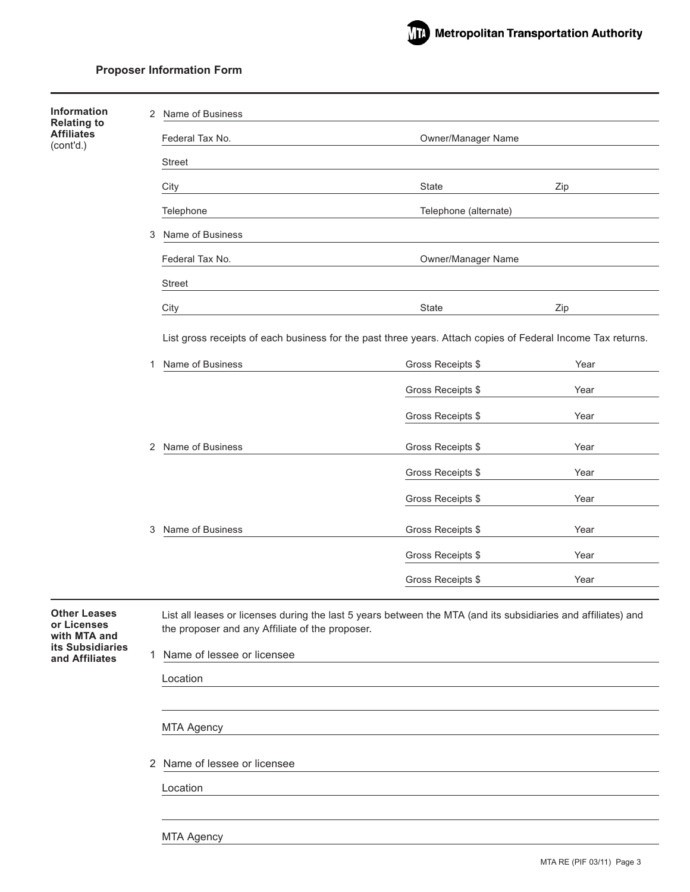**Proposer Information Form**

---

**Information Relating to Affiliates** (cont'd.)

2 Name of Business ______________________________

Federal Tax No. ______________ Owner/Manager Name ______________

Street ______________________________

City ______________ State ______ Zip ______

Telephone ______________ Telephone (alternate) ______________

3 Name of Business ______________________________

Federal Tax No. ______________ Owner/Manager Name ______________

Street ______________________________

City ______________ State ______ Zip ______

List gross receipts of each business for the past three years. Attach copies of Federal Income Tax returns.

1 Name of Business ______________ Gross Receipts $ ______ Year ______

Gross Receipts $ ______ Year ______

Gross Receipts $ ______ Year ______

2 Name of Business ______________ Gross Receipts $ ______ Year ______

Gross Receipts $ ______ Year ______

Gross Receipts $ ______ Year ______

3 Name of Business ______________ Gross Receipts $ ______ Year ______

Gross Receipts $ ______ Year ______

Gross Receipts $ ______ Year ______

---

**Other Leases or Licenses with MTA and its Subsidiaries and Affiliates**

List all leases or licenses during the last 5 years between the MTA (and its subsidiaries and affiliates) and the proposer and any Affiliate of the proposer.

1 Name of lessee or licensee ______________________________

Location ______________________________

______________________________

MTA Agency ______________________________

2 Name of lessee or licensee ______________________________

Location ______________________________

______________________________

MTA Agency ______________________________

MTA RE (PIF 03/11)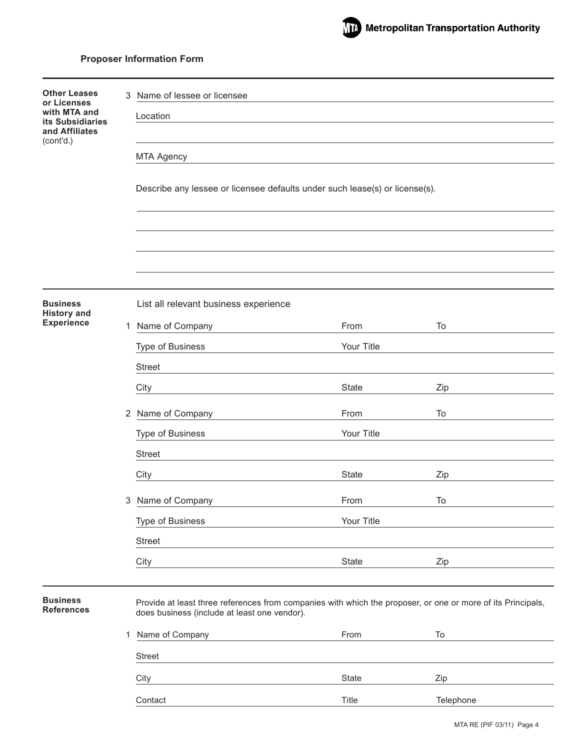**Proposer Information Form**

---

**Other Leases or Licenses with MTA and its Subsidiaries and Affiliates** (cont'd.)

3 Name of lessee or licensee ______________________________

Location ______________________________

______________________________

MTA Agency ______________________________

Describe any lessee or licensee defaults under such lease(s) or license(s).

______________________________

______________________________

______________________________

______________________________

---

**Business History and Experience**

List all relevant business experience

1 Name of Company ____________ From ____________ To ____________

Type of Business ____________ Your Title ____________

Street ______________________________

City ____________ State ____________ Zip ____________

2 Name of Company ____________ From ____________ To ____________

Type of Business ____________ Your Title ____________

Street ______________________________

City ____________ State ____________ Zip ____________

3 Name of Company ____________ From ____________ To ____________

Type of Business ____________ Your Title ____________

Street ______________________________

City ____________ State ____________ Zip ____________

---

**Business References**

Provide at least three references from companies with which the proposer, or one or more of its Principals, does business (include at least one vendor).

1 Name of Company ____________ From ____________ To ____________

Street ______________________________

City ____________ State ____________ Zip ____________

Contact ____________ Title ____________ Telephone ____________

MTA RE (PIF 03/11)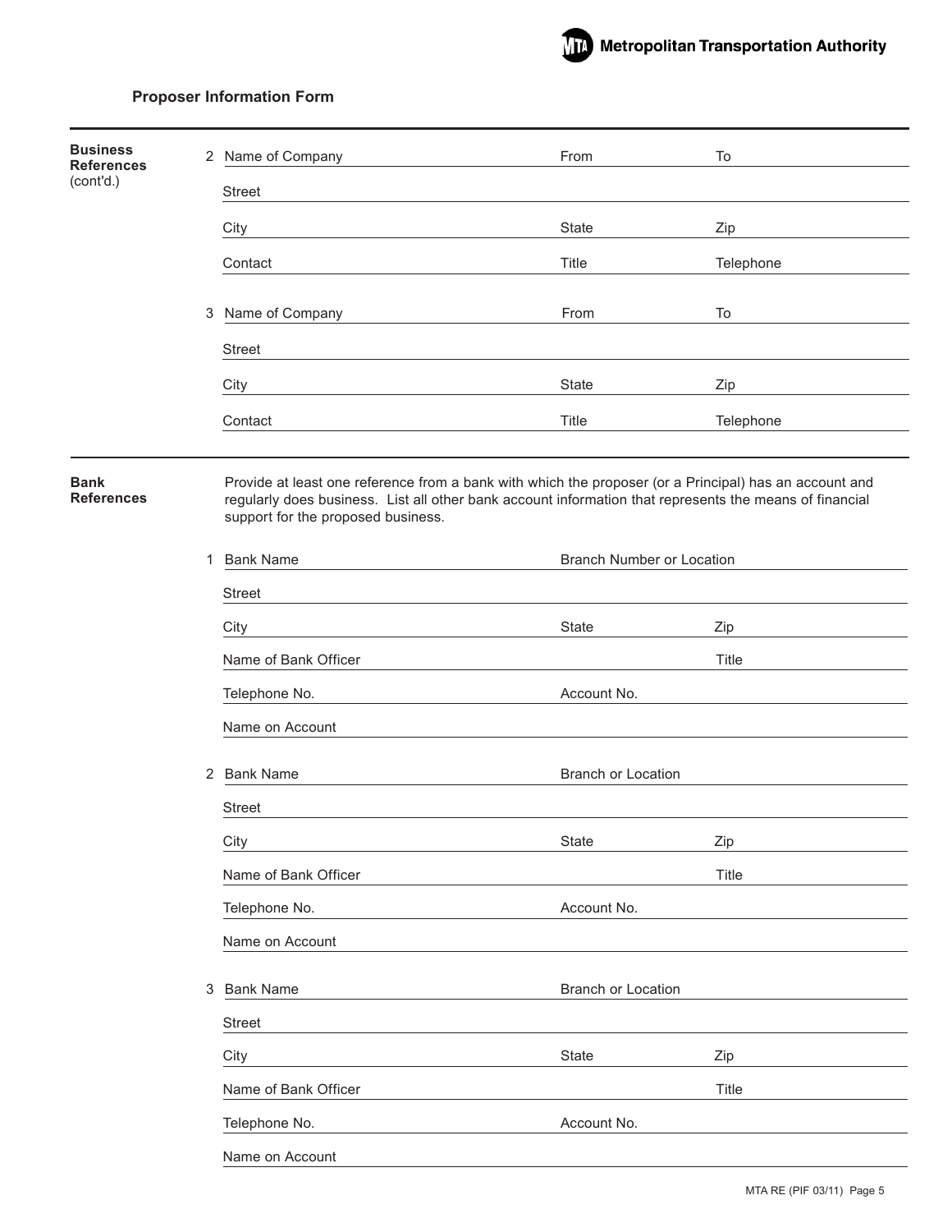## Proposer Information Form

**Business References** (cont'd.)

2 Name of Company \_\_\_\_\_\_\_\_\_\_ From \_\_\_\_\_\_\_\_\_\_ To \_\_\_\_\_\_\_\_\_\_

Street \_\_\_\_\_\_\_\_\_\_

City \_\_\_\_\_\_\_\_\_\_ State \_\_\_\_\_\_\_\_\_\_ Zip \_\_\_\_\_\_\_\_\_\_

Contact \_\_\_\_\_\_\_\_\_\_ Title \_\_\_\_\_\_\_\_\_\_ Telephone \_\_\_\_\_\_\_\_\_\_

3 Name of Company \_\_\_\_\_\_\_\_\_\_ From \_\_\_\_\_\_\_\_\_\_ To \_\_\_\_\_\_\_\_\_\_

Street \_\_\_\_\_\_\_\_\_\_

City \_\_\_\_\_\_\_\_\_\_ State \_\_\_\_\_\_\_\_\_\_ Zip \_\_\_\_\_\_\_\_\_\_

Contact \_\_\_\_\_\_\_\_\_\_ Title \_\_\_\_\_\_\_\_\_\_ Telephone \_\_\_\_\_\_\_\_\_\_

**Bank References**

Provide at least one reference from a bank with which the proposer (or a Principal) has an account and regularly does business. List all other bank account information that represents the means of financial support for the proposed business.

1 Bank Name \_\_\_\_\_\_\_\_\_\_ Branch Number or Location \_\_\_\_\_\_\_\_\_\_

Street \_\_\_\_\_\_\_\_\_\_

City \_\_\_\_\_\_\_\_\_\_ State \_\_\_\_\_\_\_\_\_\_ Zip \_\_\_\_\_\_\_\_\_\_

Name of Bank Officer \_\_\_\_\_\_\_\_\_\_ Title \_\_\_\_\_\_\_\_\_\_

Telephone No. \_\_\_\_\_\_\_\_\_\_ Account No. \_\_\_\_\_\_\_\_\_\_

Name on Account \_\_\_\_\_\_\_\_\_\_

2 Bank Name \_\_\_\_\_\_\_\_\_\_ Branch or Location \_\_\_\_\_\_\_\_\_\_

Street \_\_\_\_\_\_\_\_\_\_

City \_\_\_\_\_\_\_\_\_\_ State \_\_\_\_\_\_\_\_\_\_ Zip \_\_\_\_\_\_\_\_\_\_

Name of Bank Officer \_\_\_\_\_\_\_\_\_\_ Title \_\_\_\_\_\_\_\_\_\_

Telephone No. \_\_\_\_\_\_\_\_\_\_ Account No. \_\_\_\_\_\_\_\_\_\_

Name on Account \_\_\_\_\_\_\_\_\_\_

3 Bank Name \_\_\_\_\_\_\_\_\_\_ Branch or Location \_\_\_\_\_\_\_\_\_\_

Street \_\_\_\_\_\_\_\_\_\_

City \_\_\_\_\_\_\_\_\_\_ State \_\_\_\_\_\_\_\_\_\_ Zip \_\_\_\_\_\_\_\_\_\_

Name of Bank Officer \_\_\_\_\_\_\_\_\_\_ Title \_\_\_\_\_\_\_\_\_\_

Telephone No. \_\_\_\_\_\_\_\_\_\_ Account No. \_\_\_\_\_\_\_\_\_\_

Name on Account \_\_\_\_\_\_\_\_\_\_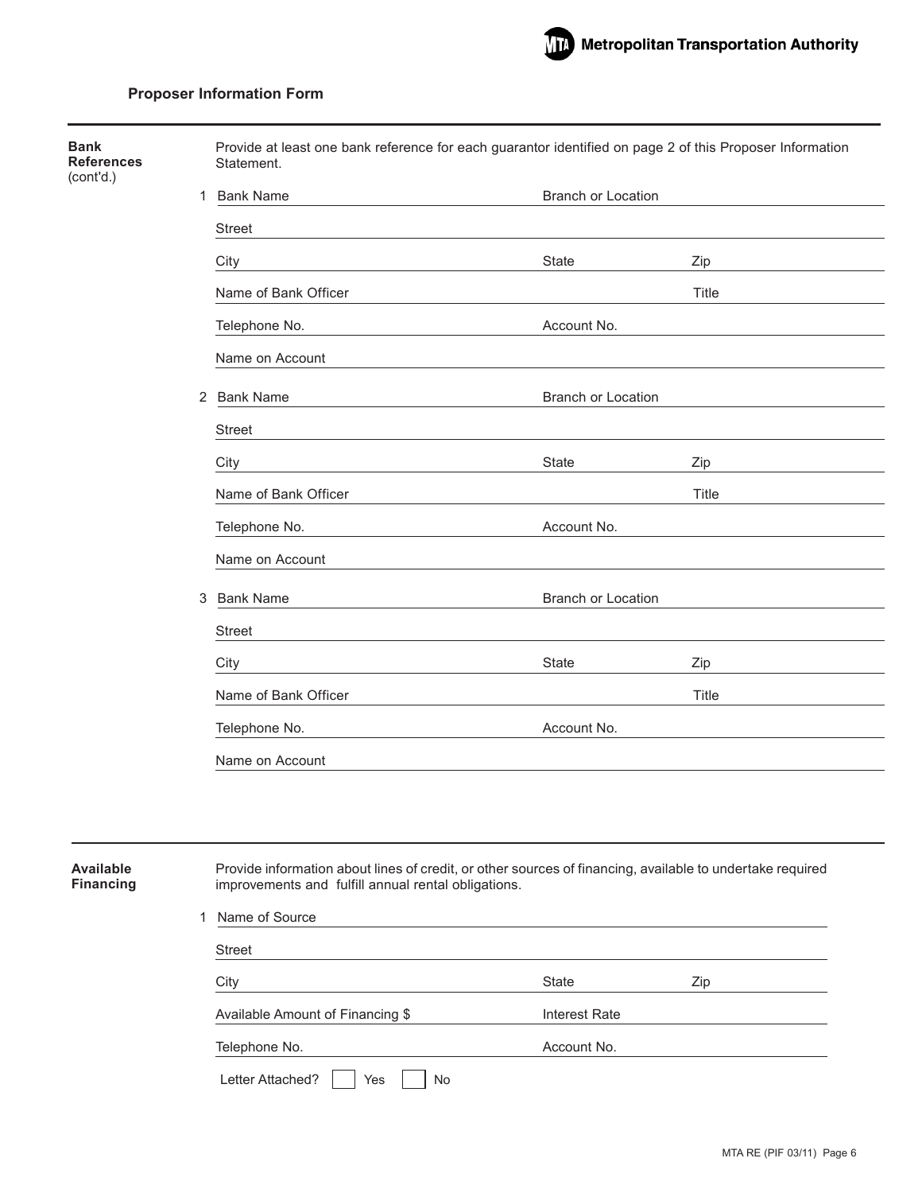## Proposer Information Form

**Bank References** (cont'd.)

Provide at least one bank reference for each guarantor identified on page 2 of this Proposer Information Statement.

1 Bank Name ______________________ Branch or Location ______________________

Street ______________________________________________

City ______________________ State __________ Zip __________

Name of Bank Officer ______________________ Title __________

Telephone No. ______________________ Account No. ______________________

Name on Account ______________________________________________

2 Bank Name ______________________ Branch or Location ______________________

Street ______________________________________________

City ______________________ State __________ Zip __________

Name of Bank Officer ______________________ Title __________

Telephone No. ______________________ Account No. ______________________

Name on Account ______________________________________________

3 Bank Name ______________________ Branch or Location ______________________

Street ______________________________________________

City ______________________ State __________ Zip __________

Name of Bank Officer ______________________ Title __________

Telephone No. ______________________ Account No. ______________________

Name on Account ______________________________________________

---

**Available Financing**

Provide information about lines of credit, or other sources of financing, available to undertake required improvements and fulfill annual rental obligations.

1 Name of Source ______________________________________________

Street ______________________________________________

City ______________________ State __________ Zip __________

Available Amount of Financing $ ______________________ Interest Rate ______________________

Telephone No. ______________________ Account No. ______________________

Letter Attached? ☐ Yes ☐ No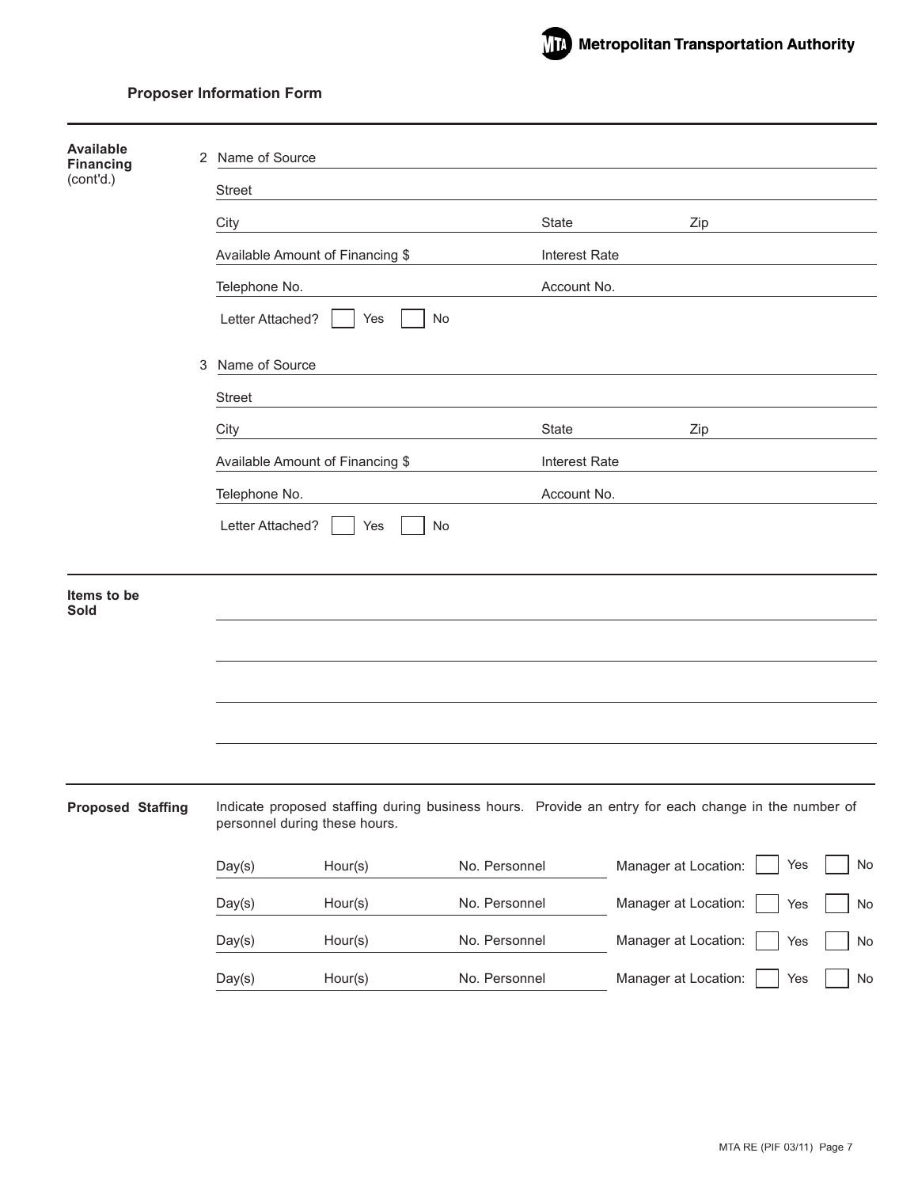**Proposer Information Form**

---

**Available Financing** (cont'd.)

2 Name of Source ______________________________

Street ______________________________

City ______________________________ State ______________ Zip ______________

Available Amount of Financing $ ______________ Interest Rate ______________

Telephone No. ______________ Account No. ______________

Letter Attached? ☐ Yes ☐ No

3 Name of Source ______________________________

Street ______________________________

City ______________________________ State ______________ Zip ______________

Available Amount of Financing $ ______________ Interest Rate ______________

Telephone No. ______________ Account No. ______________

Letter Attached? ☐ Yes ☐ No

---

**Items to be Sold**

______________________________

______________________________

______________________________

______________________________

---

**Proposed Staffing**

Indicate proposed staffing during business hours. Provide an entry for each change in the number of personnel during these hours.

| Day(s) | Hour(s) | No. Personnel | Manager at Location: |
|---|---|---|---|
| | | | ☐ Yes ☐ No |
| | | | ☐ Yes ☐ No |
| | | | ☐ Yes ☐ No |
| | | | ☐ Yes ☐ No |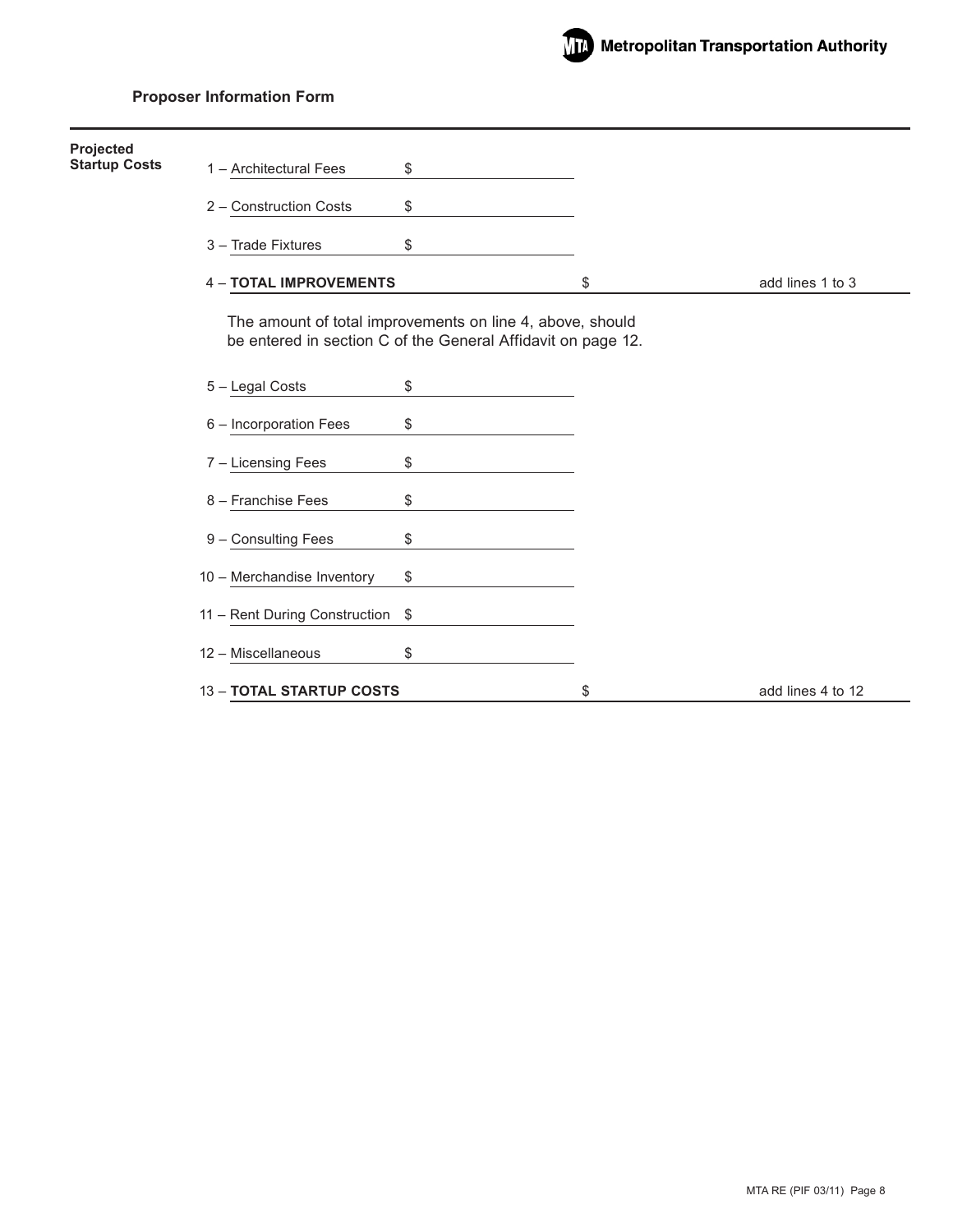## Proposer Information Form

**Projected Startup Costs**

| Line | Item | Amount | Total | Note |
|---|---|---|---|---|
| 1 | Architectural Fees | $ | | |
| 2 | Construction Costs | $ | | |
| 3 | Trade Fixtures | $ | | |
| 4 | **TOTAL IMPROVEMENTS** | | $ | add lines 1 to 3 |

The amount of total improvements on line 4, above, should be entered in section C of the General Affidavit on page 12.

| Line | Item | Amount | Total | Note |
|---|---|---|---|---|
| 5 | Legal Costs | $ | | |
| 6 | Incorporation Fees | $ | | |
| 7 | Licensing Fees | $ | | |
| 8 | Franchise Fees | $ | | |
| 9 | Consulting Fees | $ | | |
| 10 | Merchandise Inventory | $ | | |
| 11 | Rent During Construction | $ | | |
| 12 | Miscellaneous | $ | | |
| 13 | **TOTAL STARTUP COSTS** | | $ | add lines 4 to 12 |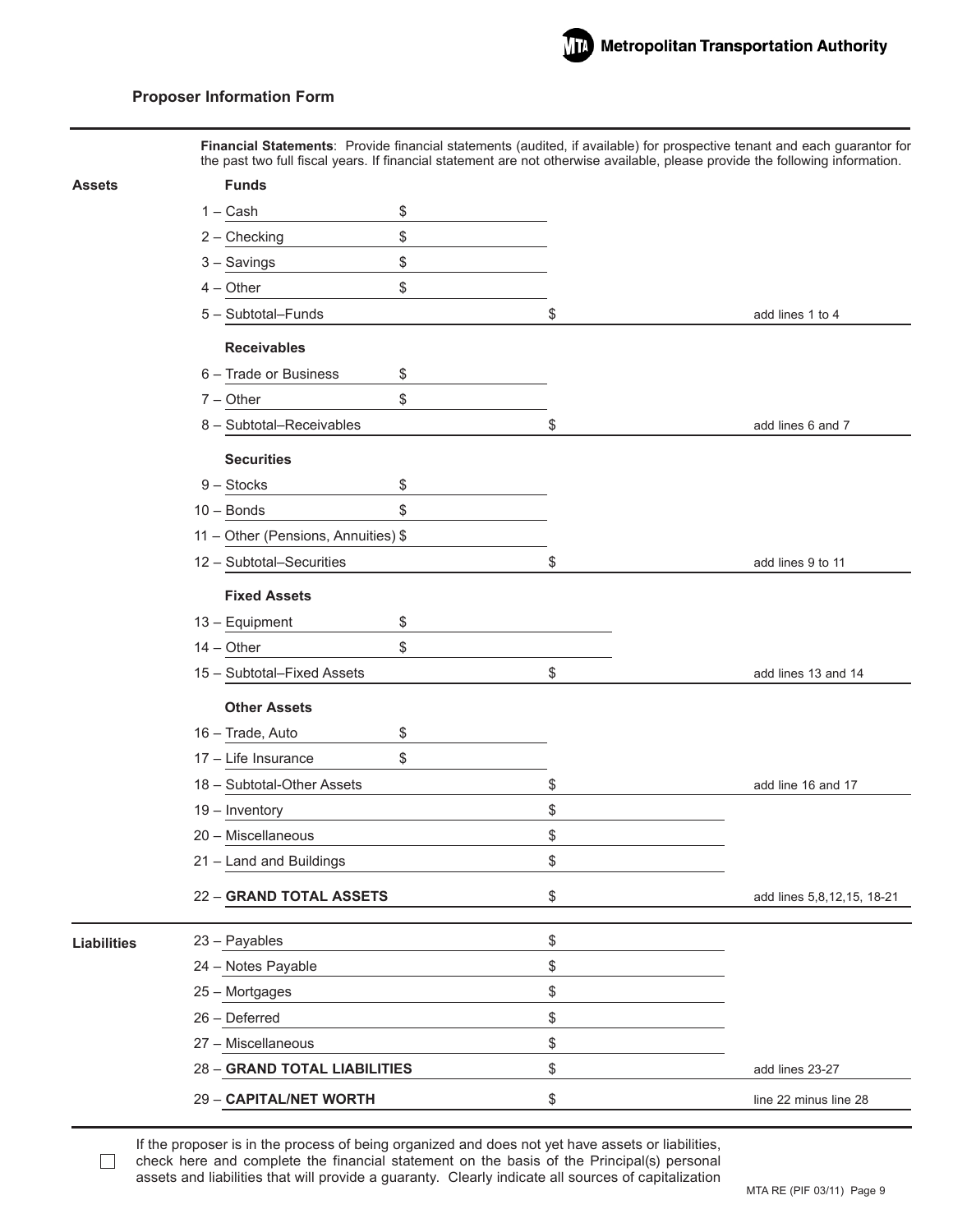## Proposer Information Form

**Financial Statements**: Provide financial statements (audited, if available) for prospective tenant and each guarantor for the past two full fiscal years. If financial statement are not otherwise available, please provide the following information.

| | Item | Amount | Subtotal | Instruction |
|---|---|---|---|---|
| **Assets** | **Funds** | | | |
| | 1 – Cash | $ | | |
| | 2 – Checking | $ | | |
| | 3 – Savings | $ | | |
| | 4 – Other | $ | | |
| | 5 – Subtotal–Funds | | $ | add lines 1 to 4 |
| | **Receivables** | | | |
| | 6 – Trade or Business | $ | | |
| | 7 – Other | $ | | |
| | 8 – Subtotal–Receivables | | $ | add lines 6 and 7 |
| | **Securities** | | | |
| | 9 – Stocks | $ | | |
| | 10 – Bonds | $ | | |
| | 11 – Other (Pensions, Annuities) | $ | | |
| | 12 – Subtotal–Securities | | $ | add lines 9 to 11 |
| | **Fixed Assets** | | | |
| | 13 – Equipment | $ | | |
| | 14 – Other | $ | | |
| | 15 – Subtotal–Fixed Assets | | $ | add lines 13 and 14 |
| | **Other Assets** | | | |
| | 16 – Trade, Auto | $ | | |
| | 17 – Life Insurance | $ | | |
| | 18 – Subtotal-Other Assets | | $ | add line 16 and 17 |
| | 19 – Inventory | | $ | |
| | 20 – Miscellaneous | | $ | |
| | 21 – Land and Buildings | | $ | |
| | 22 – **GRAND TOTAL ASSETS** | | $ | add lines 5,8,12,15, 18-21 |
| **Liabilities** | 23 – Payables | | $ | |
| | 24 – Notes Payable | | $ | |
| | 25 – Mortgages | | $ | |
| | 26 – Deferred | | $ | |
| | 27 – Miscellaneous | | $ | |
| | 28 – **GRAND TOTAL LIABILITIES** | | $ | add lines 23-27 |
| | 29 – **CAPITAL/NET WORTH** | | $ | line 22 minus line 28 |

☐ If the proposer is in the process of being organized and does not yet have assets or liabilities, check here and complete the financial statement on the basis of the Principal(s) personal assets and liabilities that will provide a guaranty. Clearly indicate all sources of capitalization

MTA RE (PIF 03/11)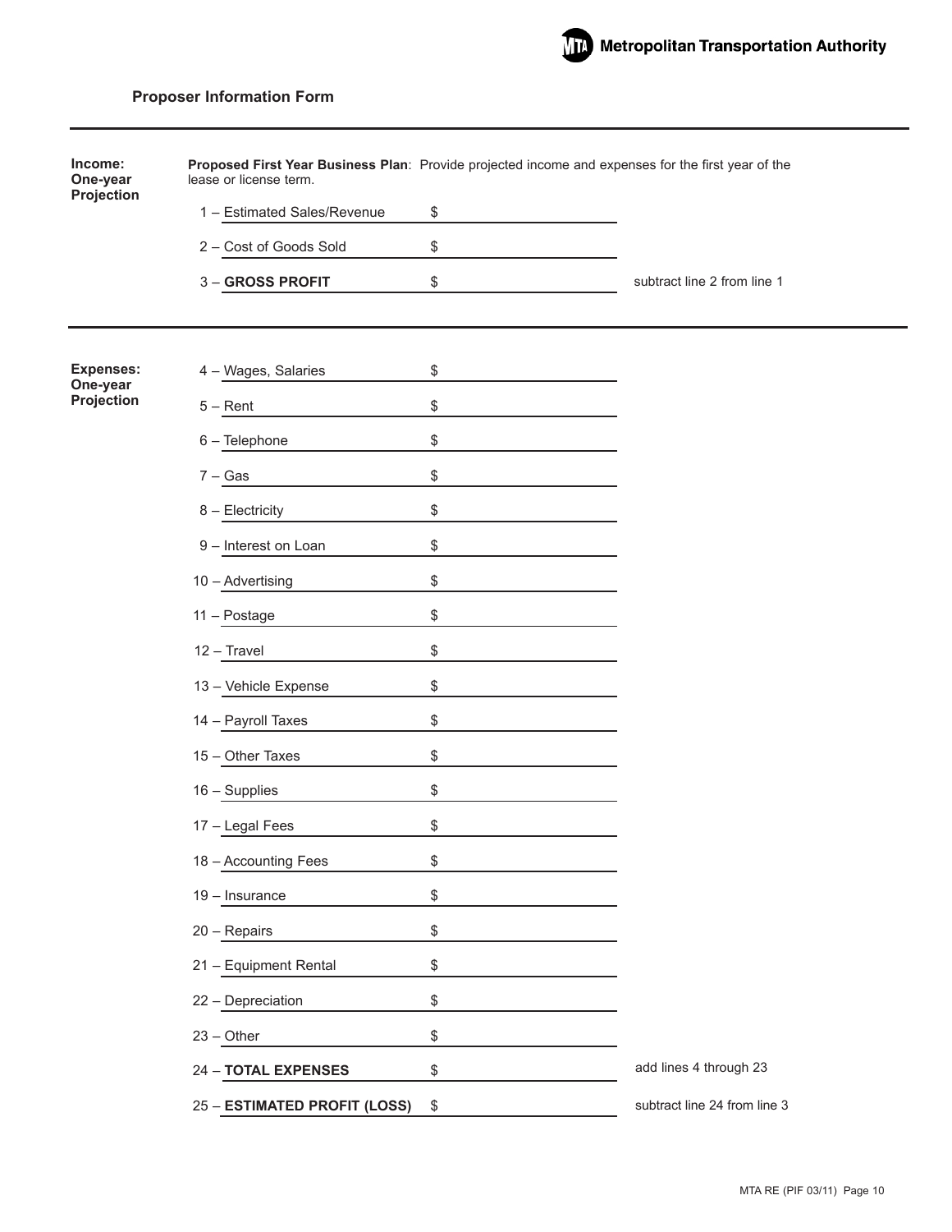**Proposer Information Form**

---

**Income: One-year Projection**

**Proposed First Year Business Plan**: Provide projected income and expenses for the first year of the lease or license term.

| | | |
|---|---|---|
| 1 – Estimated Sales/Revenue | $ | |
| 2 – Cost of Goods Sold | $ | |
| 3 – **GROSS PROFIT** | $ | subtract line 2 from line 1 |

---

**Expenses: One-year Projection**

| | | |
|---|---|---|
| 4 – Wages, Salaries | $ | |
| 5 – Rent | $ | |
| 6 – Telephone | $ | |
| 7 – Gas | $ | |
| 8 – Electricity | $ | |
| 9 – Interest on Loan | $ | |
| 10 – Advertising | $ | |
| 11 – Postage | $ | |
| 12 – Travel | $ | |
| 13 – Vehicle Expense | $ | |
| 14 – Payroll Taxes | $ | |
| 15 – Other Taxes | $ | |
| 16 – Supplies | $ | |
| 17 – Legal Fees | $ | |
| 18 – Accounting Fees | $ | |
| 19 – Insurance | $ | |
| 20 – Repairs | $ | |
| 21 – Equipment Rental | $ | |
| 22 – Depreciation | $ | |
| 23 – Other | $ | |
| 24 – **TOTAL EXPENSES** | $ | add lines 4 through 23 |
| 25 – **ESTIMATED PROFIT (LOSS)** | $ | subtract line 24 from line 3 |

MTA RE (PIF 03/11)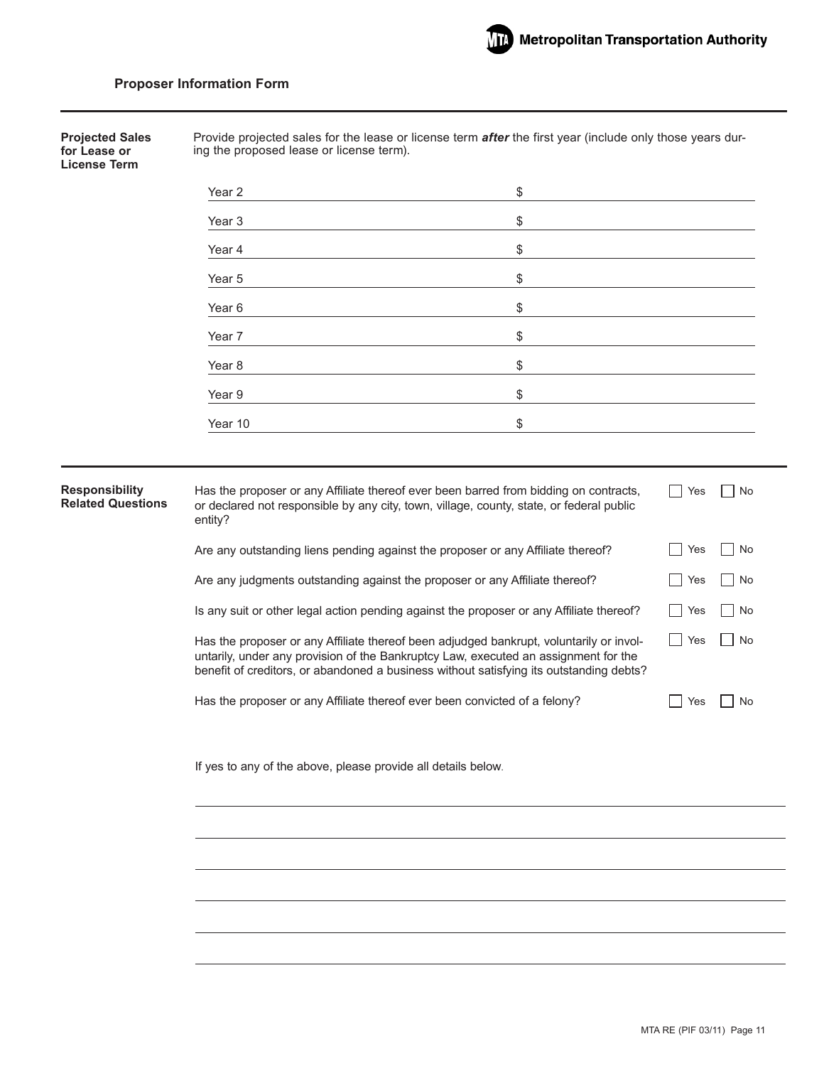## Proposer Information Form

**Projected Sales for Lease or License Term**

Provide projected sales for the lease or license term ***after*** the first year (include only those years during the proposed lease or license term).

| Year | Projected Sales |
|---|---|
| Year 2 | $ |
| Year 3 | $ |
| Year 4 | $ |
| Year 5 | $ |
| Year 6 | $ |
| Year 7 | $ |
| Year 8 | $ |
| Year 9 | $ |
| Year 10 | $ |

**Responsibility Related Questions**

| Question | Yes | No |
|---|---|---|
| Has the proposer or any Affiliate thereof ever been barred from bidding on contracts, or declared not responsible by any city, town, village, county, state, or federal public entity? | ☐ Yes | ☐ No |
| Are any outstanding liens pending against the proposer or any Affiliate thereof? | ☐ Yes | ☐ No |
| Are any judgments outstanding against the proposer or any Affiliate thereof? | ☐ Yes | ☐ No |
| Is any suit or other legal action pending against the proposer or any Affiliate thereof? | ☐ Yes | ☐ No |
| Has the proposer or any Affiliate thereof been adjudged bankrupt, voluntarily or involuntarily, under any provision of the Bankruptcy Law, executed an assignment for the benefit of creditors, or abandoned a business without satisfying its outstanding debts? | ☐ Yes | ☐ No |
| Has the proposer or any Affiliate thereof ever been convicted of a felony? | ☐ Yes | ☐ No |

If yes to any of the above, please provide all details below.

\_\_\_\_\_\_\_\_\_\_\_\_\_\_\_\_\_\_\_\_\_\_\_\_\_\_\_\_\_\_\_\_\_\_\_\_\_\_\_\_\_\_\_\_\_\_\_\_\_\_\_\_\_\_\_\_\_\_\_\_

\_\_\_\_\_\_\_\_\_\_\_\_\_\_\_\_\_\_\_\_\_\_\_\_\_\_\_\_\_\_\_\_\_\_\_\_\_\_\_\_\_\_\_\_\_\_\_\_\_\_\_\_\_\_\_\_\_\_\_\_

\_\_\_\_\_\_\_\_\_\_\_\_\_\_\_\_\_\_\_\_\_\_\_\_\_\_\_\_\_\_\_\_\_\_\_\_\_\_\_\_\_\_\_\_\_\_\_\_\_\_\_\_\_\_\_\_\_\_\_\_

\_\_\_\_\_\_\_\_\_\_\_\_\_\_\_\_\_\_\_\_\_\_\_\_\_\_\_\_\_\_\_\_\_\_\_\_\_\_\_\_\_\_\_\_\_\_\_\_\_\_\_\_\_\_\_\_\_\_\_\_

\_\_\_\_\_\_\_\_\_\_\_\_\_\_\_\_\_\_\_\_\_\_\_\_\_\_\_\_\_\_\_\_\_\_\_\_\_\_\_\_\_\_\_\_\_\_\_\_\_\_\_\_\_\_\_\_\_\_\_\_

\_\_\_\_\_\_\_\_\_\_\_\_\_\_\_\_\_\_\_\_\_\_\_\_\_\_\_\_\_\_\_\_\_\_\_\_\_\_\_\_\_\_\_\_\_\_\_\_\_\_\_\_\_\_\_\_\_\_\_\_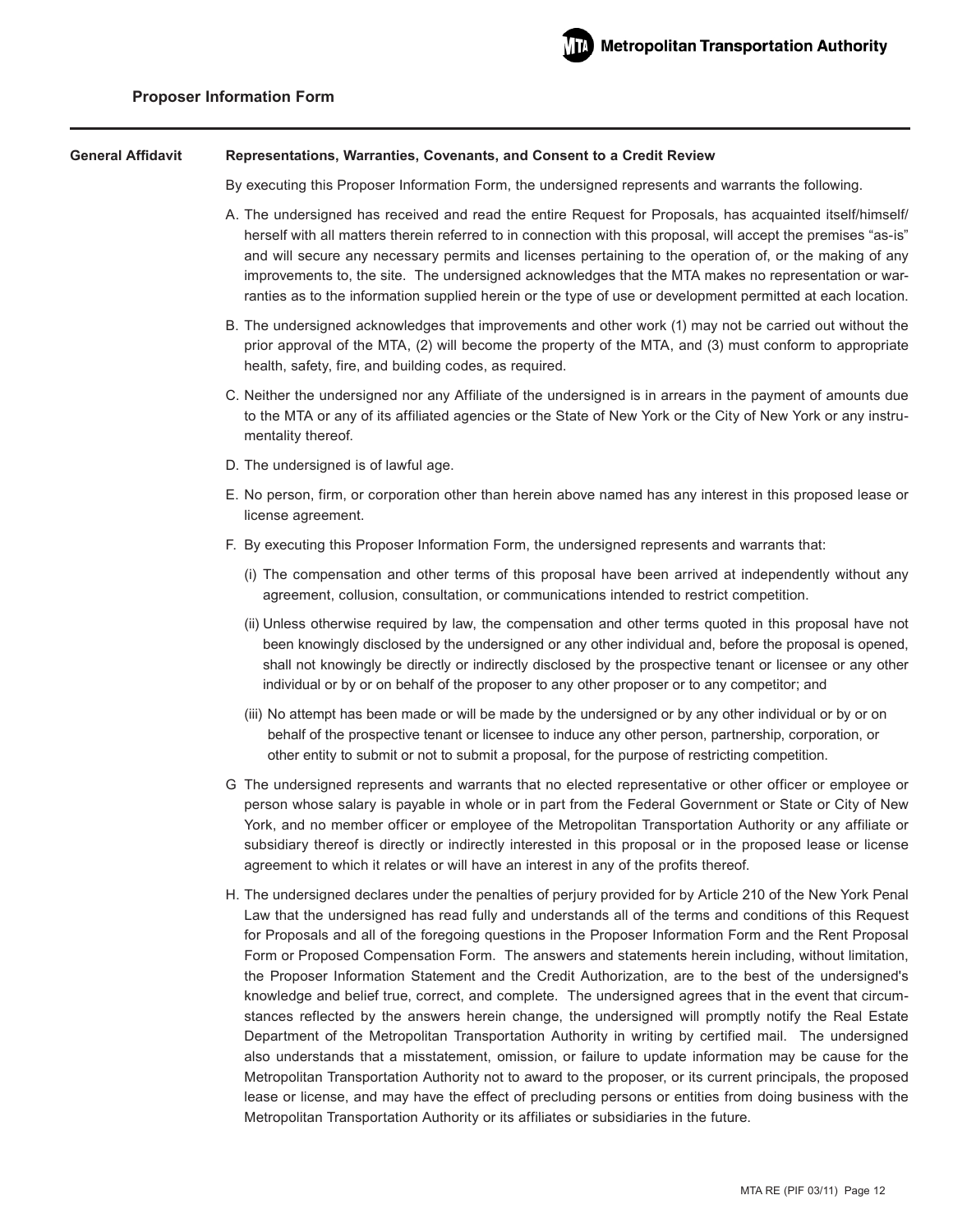## Proposer Information Form

**General Affidavit**

**Representations, Warranties, Covenants, and Consent to a Credit Review**

By executing this Proposer Information Form, the undersigned represents and warrants the following.

A. The undersigned has received and read the entire Request for Proposals, has acquainted itself/himself/herself with all matters therein referred to in connection with this proposal, will accept the premises "as-is" and will secure any necessary permits and licenses pertaining to the operation of, or the making of any improvements to, the site. The undersigned acknowledges that the MTA makes no representation or warranties as to the information supplied herein or the type of use or development permitted at each location.

B. The undersigned acknowledges that improvements and other work (1) may not be carried out without the prior approval of the MTA, (2) will become the property of the MTA, and (3) must conform to appropriate health, safety, fire, and building codes, as required.

C. Neither the undersigned nor any Affiliate of the undersigned is in arrears in the payment of amounts due to the MTA or any of its affiliated agencies or the State of New York or the City of New York or any instrumentality thereof.

D. The undersigned is of lawful age.

E. No person, firm, or corporation other than herein above named has any interest in this proposed lease or license agreement.

F. By executing this Proposer Information Form, the undersigned represents and warrants that:

(i) The compensation and other terms of this proposal have been arrived at independently without any agreement, collusion, consultation, or communications intended to restrict competition.

(ii) Unless otherwise required by law, the compensation and other terms quoted in this proposal have not been knowingly disclosed by the undersigned or any other individual and, before the proposal is opened, shall not knowingly be directly or indirectly disclosed by the prospective tenant or licensee or any other individual or by or on behalf of the proposer to any other proposer or to any competitor; and

(iii) No attempt has been made or will be made by the undersigned or by any other individual or by or on behalf of the prospective tenant or licensee to induce any other person, partnership, corporation, or other entity to submit or not to submit a proposal, for the purpose of restricting competition.

G The undersigned represents and warrants that no elected representative or other officer or employee or person whose salary is payable in whole or in part from the Federal Government or State or City of New York, and no member officer or employee of the Metropolitan Transportation Authority or any affiliate or subsidiary thereof is directly or indirectly interested in this proposal or in the proposed lease or license agreement to which it relates or will have an interest in any of the profits thereof.

H. The undersigned declares under the penalties of perjury provided for by Article 210 of the New York Penal Law that the undersigned has read fully and understands all of the terms and conditions of this Request for Proposals and all of the foregoing questions in the Proposer Information Form and the Rent Proposal Form or Proposed Compensation Form. The answers and statements herein including, without limitation, the Proposer Information Statement and the Credit Authorization, are to the best of the undersigned's knowledge and belief true, correct, and complete. The undersigned agrees that in the event that circumstances reflected by the answers herein change, the undersigned will promptly notify the Real Estate Department of the Metropolitan Transportation Authority in writing by certified mail. The undersigned also understands that a misstatement, omission, or failure to update information may be cause for the Metropolitan Transportation Authority not to award to the proposer, or its current principals, the proposed lease or license, and may have the effect of precluding persons or entities from doing business with the Metropolitan Transportation Authority or its affiliates or subsidiaries in the future.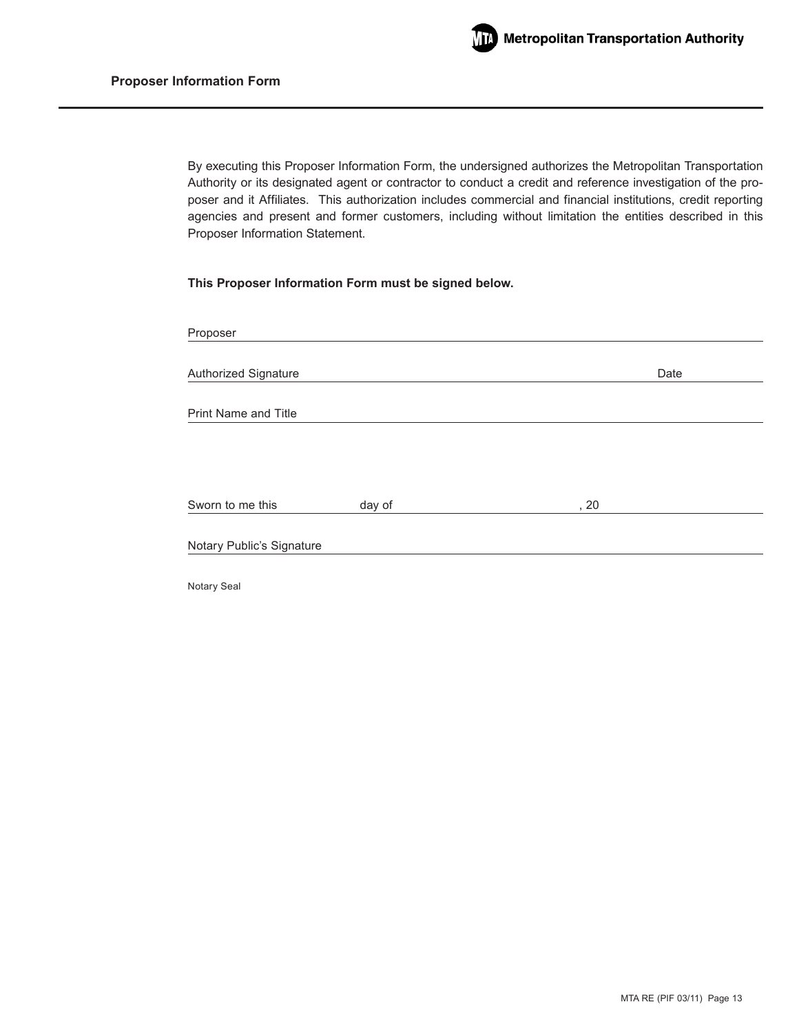## Proposer Information Form

By executing this Proposer Information Form, the undersigned authorizes the Metropolitan Transportation Authority or its designated agent or contractor to conduct a credit and reference investigation of the proposer and it Affiliates. This authorization includes commercial and financial institutions, credit reporting agencies and present and former customers, including without limitation the entities described in this Proposer Information Statement.

**This Proposer Information Form must be signed below.**

Proposer ______________________________________________

Authorized Signature ______________________________ Date __________

Print Name and Title ______________________________________________

Sworn to me this __________ day of ____________________, 20 __________

Notary Public's Signature ______________________________________________

Notary Seal